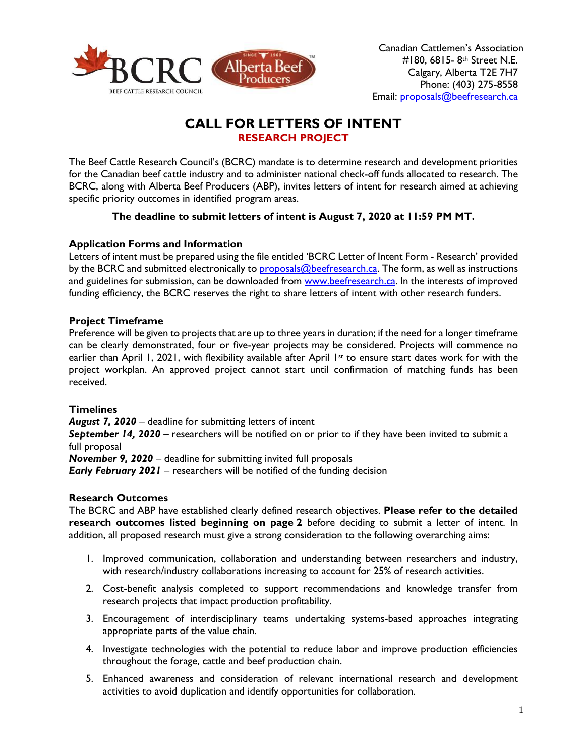Canadian Cattlemen's Association
#180, 6815- 8th Street N.E.
Calgary, Alberta T2E 7H7
Phone: (403) 275-8558
Email: proposals@beefresearch.ca

# CALL FOR LETTERS OF INTENT

## RESEARCH PROJECT

The Beef Cattle Research Council's (BCRC) mandate is to determine research and development priorities for the Canadian beef cattle industry and to administer national check-off funds allocated to research. The BCRC, along with Alberta Beef Producers (ABP), invites letters of intent for research aimed at achieving specific priority outcomes in identified program areas.

**The deadline to submit letters of intent is August 7, 2020 at 11:59 PM MT.**

### Application Forms and Information

Letters of intent must be prepared using the file entitled 'BCRC Letter of Intent Form - Research' provided by the BCRC and submitted electronically to proposals@beefresearch.ca. The form, as well as instructions and guidelines for submission, can be downloaded from www.beefresearch.ca. In the interests of improved funding efficiency, the BCRC reserves the right to share letters of intent with other research funders.

### Project Timeframe

Preference will be given to projects that are up to three years in duration; if the need for a longer timeframe can be clearly demonstrated, four or five-year projects may be considered. Projects will commence no earlier than April 1, 2021, with flexibility available after April 1st to ensure start dates work for with the project workplan. An approved project cannot start until confirmation of matching funds has been received.

### Timelines

***August 7, 2020*** – deadline for submitting letters of intent
***September 14, 2020*** – researchers will be notified on or prior to if they have been invited to submit a full proposal
***November 9, 2020*** – deadline for submitting invited full proposals
***Early February 2021*** – researchers will be notified of the funding decision

### Research Outcomes

The BCRC and ABP have established clearly defined research objectives. **Please refer to the detailed research outcomes listed beginning on page 2** before deciding to submit a letter of intent. In addition, all proposed research must give a strong consideration to the following overarching aims:

1. Improved communication, collaboration and understanding between researchers and industry, with research/industry collaborations increasing to account for 25% of research activities.
2. Cost-benefit analysis completed to support recommendations and knowledge transfer from research projects that impact production profitability.
3. Encouragement of interdisciplinary teams undertaking systems-based approaches integrating appropriate parts of the value chain.
4. Investigate technologies with the potential to reduce labor and improve production efficiencies throughout the forage, cattle and beef production chain.
5. Enhanced awareness and consideration of relevant international research and development activities to avoid duplication and identify opportunities for collaboration.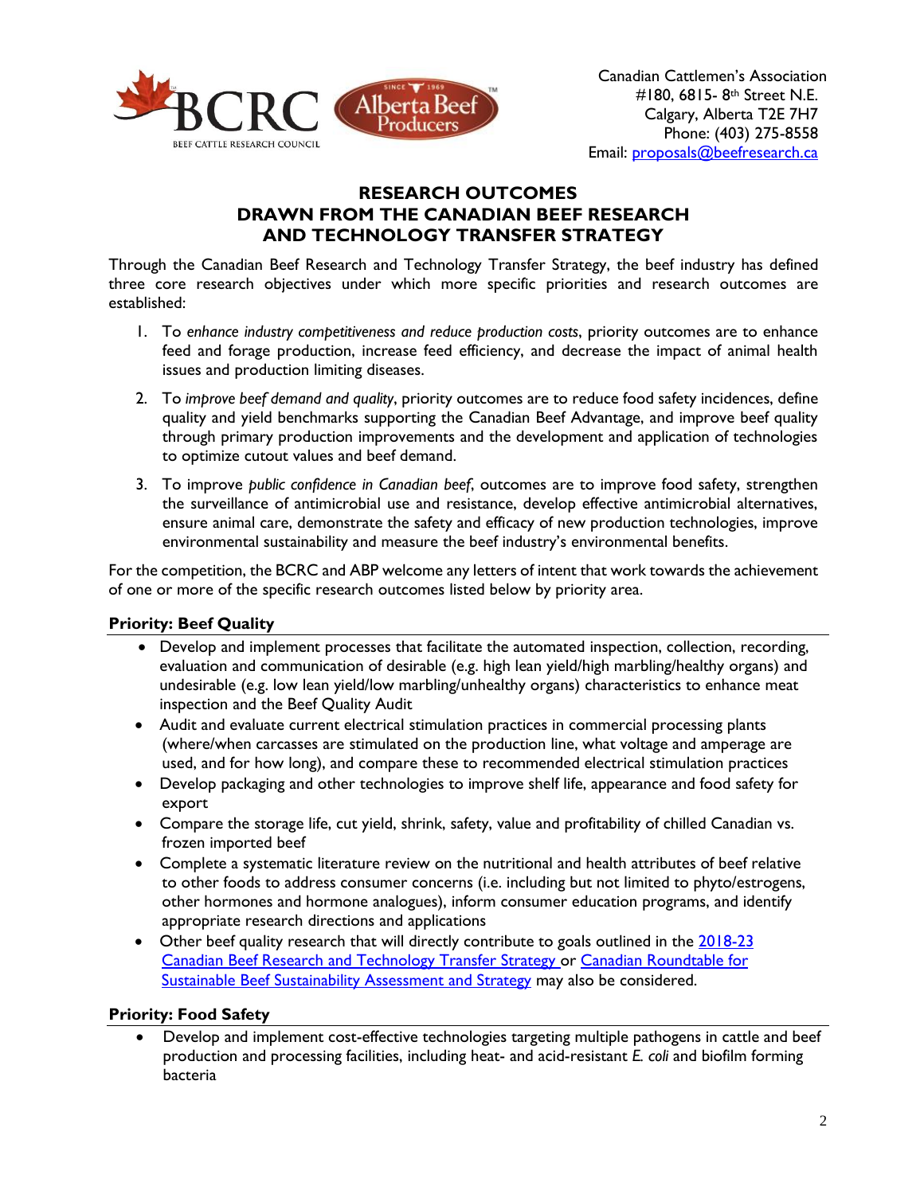Canadian Cattlemen's Association
#180, 6815- 8th Street N.E.
Calgary, Alberta T2E 7H7
Phone: (403) 275-8558
Email: proposals@beefresearch.ca

## RESEARCH OUTCOMES
## DRAWN FROM THE CANADIAN BEEF RESEARCH AND TECHNOLOGY TRANSFER STRATEGY

Through the Canadian Beef Research and Technology Transfer Strategy, the beef industry has defined three core research objectives under which more specific priorities and research outcomes are established:

1. To *enhance industry competitiveness and reduce production costs*, priority outcomes are to enhance feed and forage production, increase feed efficiency, and decrease the impact of animal health issues and production limiting diseases.
2. To *improve beef demand and quality*, priority outcomes are to reduce food safety incidences, define quality and yield benchmarks supporting the Canadian Beef Advantage, and improve beef quality through primary production improvements and the development and application of technologies to optimize cutout values and beef demand.
3. To improve *public confidence in Canadian beef*, outcomes are to improve food safety, strengthen the surveillance of antimicrobial use and resistance, develop effective antimicrobial alternatives, ensure animal care, demonstrate the safety and efficacy of new production technologies, improve environmental sustainability and measure the beef industry's environmental benefits.

For the competition, the BCRC and ABP welcome any letters of intent that work towards the achievement of one or more of the specific research outcomes listed below by priority area.

### Priority: Beef Quality

- Develop and implement processes that facilitate the automated inspection, collection, recording, evaluation and communication of desirable (e.g. high lean yield/high marbling/healthy organs) and undesirable (e.g. low lean yield/low marbling/unhealthy organs) characteristics to enhance meat inspection and the Beef Quality Audit
- Audit and evaluate current electrical stimulation practices in commercial processing plants (where/when carcasses are stimulated on the production line, what voltage and amperage are used, and for how long), and compare these to recommended electrical stimulation practices
- Develop packaging and other technologies to improve shelf life, appearance and food safety for export
- Compare the storage life, cut yield, shrink, safety, value and profitability of chilled Canadian vs. frozen imported beef
- Complete a systematic literature review on the nutritional and health attributes of beef relative to other foods to address consumer concerns (i.e. including but not limited to phyto/estrogens, other hormones and hormone analogues), inform consumer education programs, and identify appropriate research directions and applications
- Other beef quality research that will directly contribute to goals outlined in the 2018-23 Canadian Beef Research and Technology Transfer Strategy or Canadian Roundtable for Sustainable Beef Sustainability Assessment and Strategy may also be considered.

### Priority: Food Safety

- Develop and implement cost-effective technologies targeting multiple pathogens in cattle and beef production and processing facilities, including heat- and acid-resistant *E. coli* and biofilm forming bacteria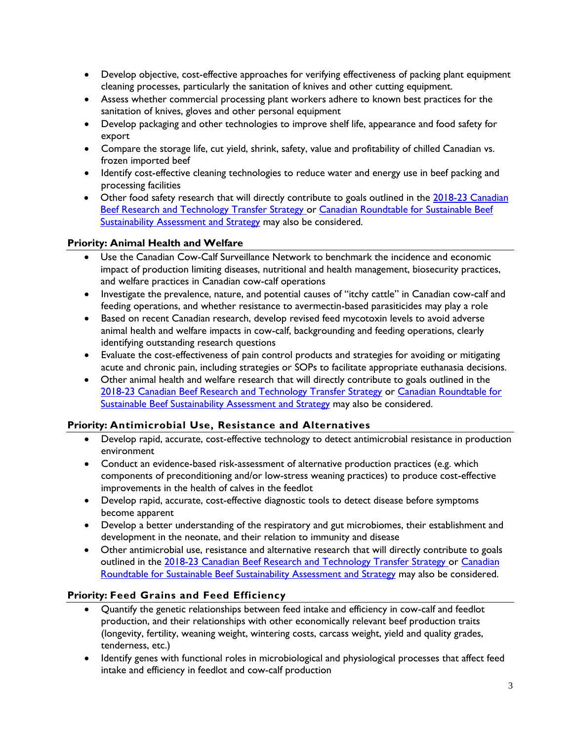- Develop objective, cost-effective approaches for verifying effectiveness of packing plant equipment cleaning processes, particularly the sanitation of knives and other cutting equipment.
- Assess whether commercial processing plant workers adhere to known best practices for the sanitation of knives, gloves and other personal equipment
- Develop packaging and other technologies to improve shelf life, appearance and food safety for export
- Compare the storage life, cut yield, shrink, safety, value and profitability of chilled Canadian vs. frozen imported beef
- Identify cost-effective cleaning technologies to reduce water and energy use in beef packing and processing facilities
- Other food safety research that will directly contribute to goals outlined in the [2018-23 Canadian Beef Research and Technology Transfer Strategy](#) or [Canadian Roundtable for Sustainable Beef Sustainability Assessment and Strategy](#) may also be considered.

### Priority: Animal Health and Welfare

- Use the Canadian Cow-Calf Surveillance Network to benchmark the incidence and economic impact of production limiting diseases, nutritional and health management, biosecurity practices, and welfare practices in Canadian cow-calf operations
- Investigate the prevalence, nature, and potential causes of "itchy cattle" in Canadian cow-calf and feeding operations, and whether resistance to avermectin-based parasiticides may play a role
- Based on recent Canadian research, develop revised feed mycotoxin levels to avoid adverse animal health and welfare impacts in cow-calf, backgrounding and feeding operations, clearly identifying outstanding research questions
- Evaluate the cost-effectiveness of pain control products and strategies for avoiding or mitigating acute and chronic pain, including strategies or SOPs to facilitate appropriate euthanasia decisions.
- Other animal health and welfare research that will directly contribute to goals outlined in the [2018-23 Canadian Beef Research and Technology Transfer Strategy](#) or [Canadian Roundtable for Sustainable Beef Sustainability Assessment and Strategy](#) may also be considered.

### Priority: Antimicrobial Use, Resistance and Alternatives

- Develop rapid, accurate, cost-effective technology to detect antimicrobial resistance in production environment
- Conduct an evidence-based risk-assessment of alternative production practices (e.g. which components of preconditioning and/or low-stress weaning practices) to produce cost-effective improvements in the health of calves in the feedlot
- Develop rapid, accurate, cost-effective diagnostic tools to detect disease before symptoms become apparent
- Develop a better understanding of the respiratory and gut microbiomes, their establishment and development in the neonate, and their relation to immunity and disease
- Other antimicrobial use, resistance and alternative research that will directly contribute to goals outlined in the [2018-23 Canadian Beef Research and Technology Transfer Strategy](#) or [Canadian Roundtable for Sustainable Beef Sustainability Assessment and Strategy](#) may also be considered.

### Priority: Feed Grains and Feed Efficiency

- Quantify the genetic relationships between feed intake and efficiency in cow-calf and feedlot production, and their relationships with other economically relevant beef production traits (longevity, fertility, weaning weight, wintering costs, carcass weight, yield and quality grades, tenderness, etc.)
- Identify genes with functional roles in microbiological and physiological processes that affect feed intake and efficiency in feedlot and cow-calf production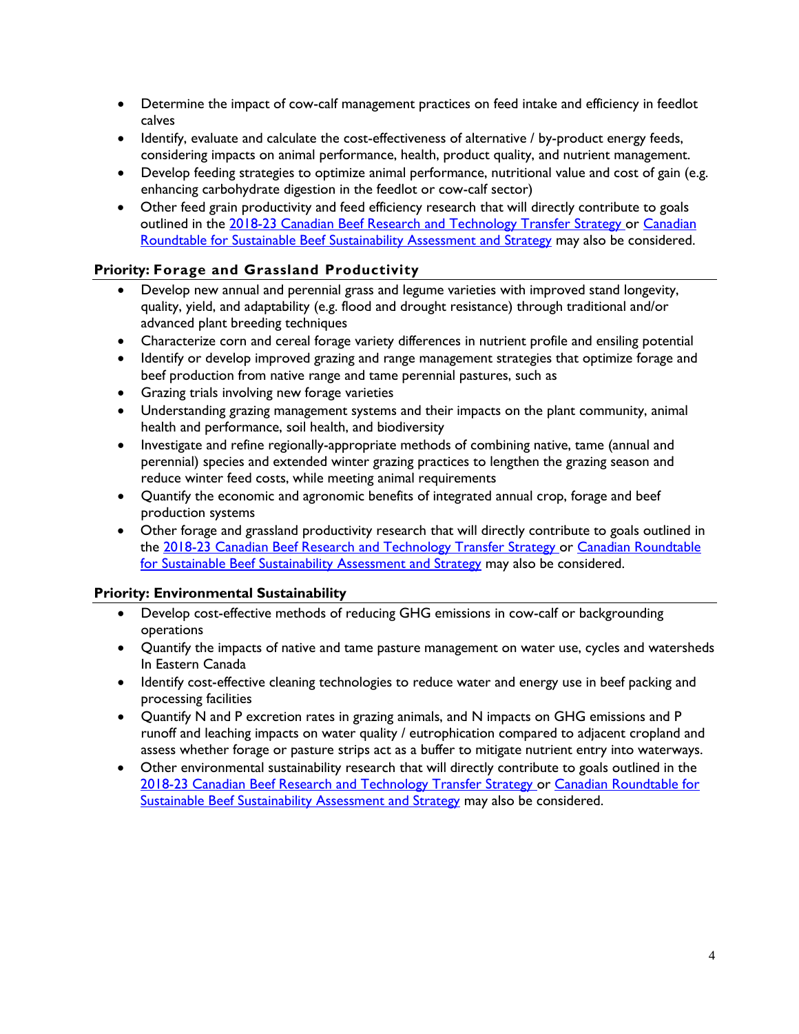- Determine the impact of cow-calf management practices on feed intake and efficiency in feedlot calves
- Identify, evaluate and calculate the cost-effectiveness of alternative / by-product energy feeds, considering impacts on animal performance, health, product quality, and nutrient management.
- Develop feeding strategies to optimize animal performance, nutritional value and cost of gain (e.g. enhancing carbohydrate digestion in the feedlot or cow-calf sector)
- Other feed grain productivity and feed efficiency research that will directly contribute to goals outlined in the 2018-23 Canadian Beef Research and Technology Transfer Strategy or Canadian Roundtable for Sustainable Beef Sustainability Assessment and Strategy may also be considered.

### Priority: Forage and Grassland Productivity

- Develop new annual and perennial grass and legume varieties with improved stand longevity, quality, yield, and adaptability (e.g. flood and drought resistance) through traditional and/or advanced plant breeding techniques
- Characterize corn and cereal forage variety differences in nutrient profile and ensiling potential
- Identify or develop improved grazing and range management strategies that optimize forage and beef production from native range and tame perennial pastures, such as
- Grazing trials involving new forage varieties
- Understanding grazing management systems and their impacts on the plant community, animal health and performance, soil health, and biodiversity
- Investigate and refine regionally-appropriate methods of combining native, tame (annual and perennial) species and extended winter grazing practices to lengthen the grazing season and reduce winter feed costs, while meeting animal requirements
- Quantify the economic and agronomic benefits of integrated annual crop, forage and beef production systems
- Other forage and grassland productivity research that will directly contribute to goals outlined in the 2018-23 Canadian Beef Research and Technology Transfer Strategy or Canadian Roundtable for Sustainable Beef Sustainability Assessment and Strategy may also be considered.

### Priority: Environmental Sustainability

- Develop cost-effective methods of reducing GHG emissions in cow-calf or backgrounding operations
- Quantify the impacts of native and tame pasture management on water use, cycles and watersheds In Eastern Canada
- Identify cost-effective cleaning technologies to reduce water and energy use in beef packing and processing facilities
- Quantify N and P excretion rates in grazing animals, and N impacts on GHG emissions and P runoff and leaching impacts on water quality / eutrophication compared to adjacent cropland and assess whether forage or pasture strips act as a buffer to mitigate nutrient entry into waterways.
- Other environmental sustainability research that will directly contribute to goals outlined in the 2018-23 Canadian Beef Research and Technology Transfer Strategy or Canadian Roundtable for Sustainable Beef Sustainability Assessment and Strategy may also be considered.